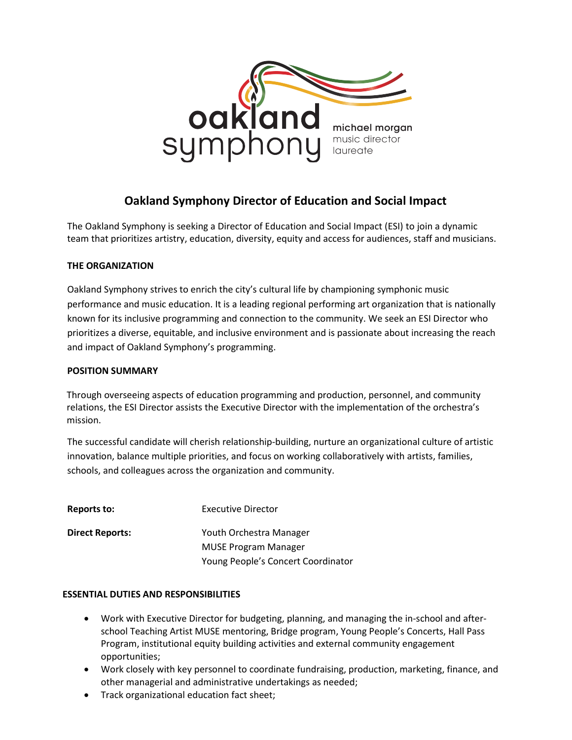oakland symphony

michael morgan
music director
laureate

# Oakland Symphony Director of Education and Social Impact

The Oakland Symphony is seeking a Director of Education and Social Impact (ESI) to join a dynamic team that prioritizes artistry, education, diversity, equity and access for audiences, staff and musicians.

**THE ORGANIZATION**

Oakland Symphony strives to enrich the city's cultural life by championing symphonic music performance and music education. It is a leading regional performing art organization that is nationally known for its inclusive programming and connection to the community. We seek an ESI Director who prioritizes a diverse, equitable, and inclusive environment and is passionate about increasing the reach and impact of Oakland Symphony's programming.

**POSITION SUMMARY**

Through overseeing aspects of education programming and production, personnel, and community relations, the ESI Director assists the Executive Director with the implementation of the orchestra's mission.

The successful candidate will cherish relationship-building, nurture an organizational culture of artistic innovation, balance multiple priorities, and focus on working collaboratively with artists, families, schools, and colleagues across the organization and community.

**Reports to:** Executive Director

**Direct Reports:** Youth Orchestra Manager
MUSE Program Manager
Young People's Concert Coordinator

**ESSENTIAL DUTIES AND RESPONSIBILITIES**

- Work with Executive Director for budgeting, planning, and managing the in-school and after-school Teaching Artist MUSE mentoring, Bridge program, Young People's Concerts, Hall Pass Program, institutional equity building activities and external community engagement opportunities;
- Work closely with key personnel to coordinate fundraising, production, marketing, finance, and other managerial and administrative undertakings as needed;
- Track organizational education fact sheet;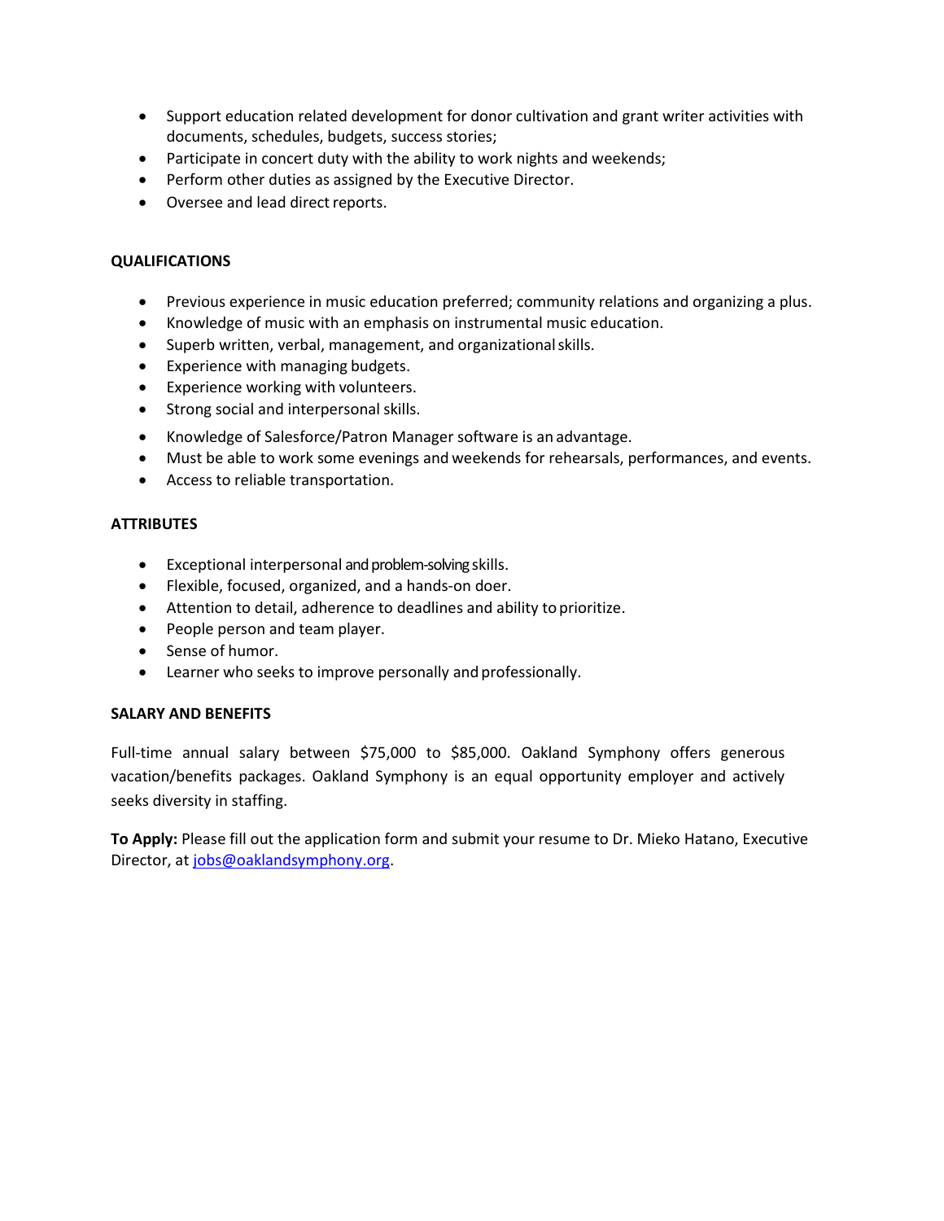- Support education related development for donor cultivation and grant writer activities with documents, schedules, budgets, success stories;
- Participate in concert duty with the ability to work nights and weekends;
- Perform other duties as assigned by the Executive Director.
- Oversee and lead direct reports.

**QUALIFICATIONS**

- Previous experience in music education preferred; community relations and organizing a plus.
- Knowledge of music with an emphasis on instrumental music education.
- Superb written, verbal, management, and organizational skills.
- Experience with managing budgets.
- Experience working with volunteers.
- Strong social and interpersonal skills.
- Knowledge of Salesforce/Patron Manager software is an advantage.
- Must be able to work some evenings and weekends for rehearsals, performances, and events.
- Access to reliable transportation.

**ATTRIBUTES**

- Exceptional interpersonal and problem-solving skills.
- Flexible, focused, organized, and a hands-on doer.
- Attention to detail, adherence to deadlines and ability to prioritize.
- People person and team player.
- Sense of humor.
- Learner who seeks to improve personally and professionally.

**SALARY AND BENEFITS**

Full-time annual salary between $75,000 to $85,000. Oakland Symphony offers generous vacation/benefits packages. Oakland Symphony is an equal opportunity employer and actively seeks diversity in staffing.

**To Apply:** Please fill out the application form and submit your resume to Dr. Mieko Hatano, Executive Director, at jobs@oaklandsymphony.org.